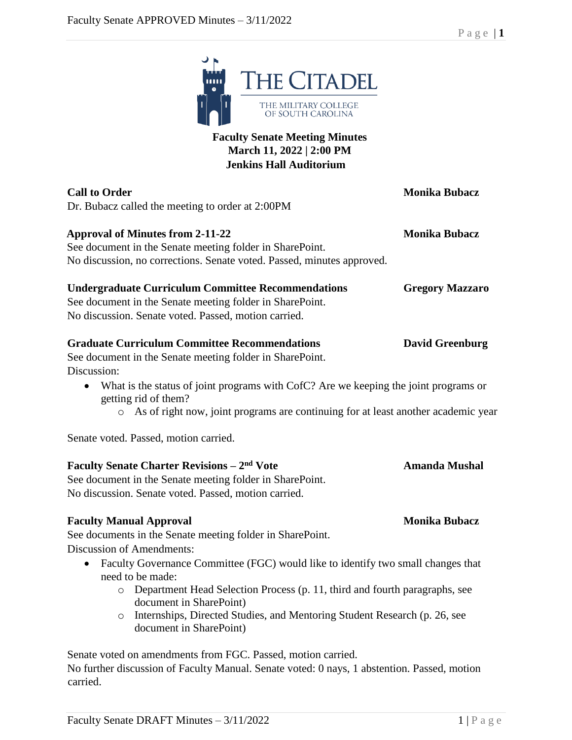THE CITADEL

THE MILITARY COLLEGE OF SOUTH CAROLINA

# Faculty Senate Meeting Minutes
## March 11, 2022 | 2:00 PM
## Jenkins Hall Auditorium

**Call to Order** — **Monika Bubacz**

Dr. Bubacz called the meeting to order at 2:00PM

**Approval of Minutes from 2-11-22** — **Monika Bubacz**

See document in the Senate meeting folder in SharePoint.
No discussion, no corrections. Senate voted. Passed, minutes approved.

**Undergraduate Curriculum Committee Recommendations** — **Gregory Mazzaro**

See document in the Senate meeting folder in SharePoint.
No discussion. Senate voted. Passed, motion carried.

**Graduate Curriculum Committee Recommendations** — **David Greenburg**

See document in the Senate meeting folder in SharePoint.
Discussion:

- What is the status of joint programs with CofC? Are we keeping the joint programs or getting rid of them?
  - As of right now, joint programs are continuing for at least another academic year

Senate voted. Passed, motion carried.

**Faculty Senate Charter Revisions – 2nd Vote** — **Amanda Mushal**

See document in the Senate meeting folder in SharePoint.
No discussion. Senate voted. Passed, motion carried.

**Faculty Manual Approval** — **Monika Bubacz**

See documents in the Senate meeting folder in SharePoint.
Discussion of Amendments:

- Faculty Governance Committee (FGC) would like to identify two small changes that need to be made:
  - Department Head Selection Process (p. 11, third and fourth paragraphs, see document in SharePoint)
  - Internships, Directed Studies, and Mentoring Student Research (p. 26, see document in SharePoint)

Senate voted on amendments from FGC. Passed, motion carried.
No further discussion of Faculty Manual. Senate voted: 0 nays, 1 abstention. Passed, motion carried.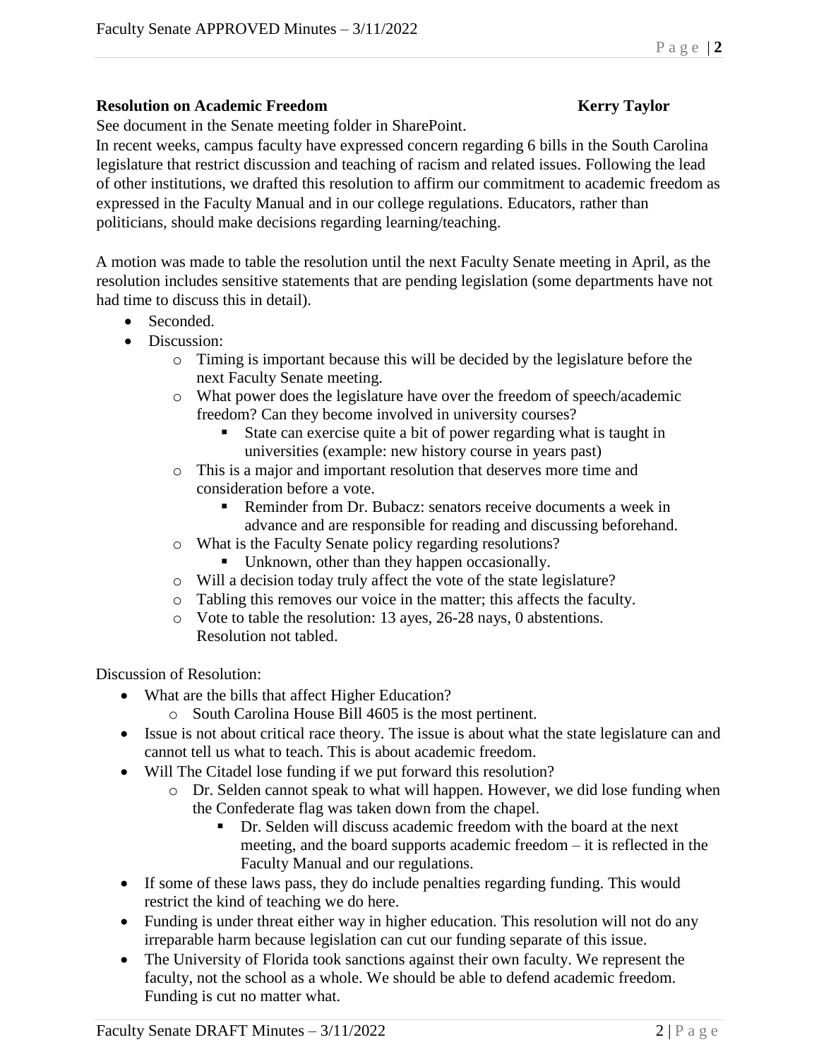**Resolution on Academic Freedom** **Kerry Taylor**

See document in the Senate meeting folder in SharePoint.

In recent weeks, campus faculty have expressed concern regarding 6 bills in the South Carolina legislature that restrict discussion and teaching of racism and related issues. Following the lead of other institutions, we drafted this resolution to affirm our commitment to academic freedom as expressed in the Faculty Manual and in our college regulations. Educators, rather than politicians, should make decisions regarding learning/teaching.

A motion was made to table the resolution until the next Faculty Senate meeting in April, as the resolution includes sensitive statements that are pending legislation (some departments have not had time to discuss this in detail).

- Seconded.
- Discussion:
  - Timing is important because this will be decided by the legislature before the next Faculty Senate meeting.
  - What power does the legislature have over the freedom of speech/academic freedom? Can they become involved in university courses?
    - State can exercise quite a bit of power regarding what is taught in universities (example: new history course in years past)
  - This is a major and important resolution that deserves more time and consideration before a vote.
    - Reminder from Dr. Bubacz: senators receive documents a week in advance and are responsible for reading and discussing beforehand.
  - What is the Faculty Senate policy regarding resolutions?
    - Unknown, other than they happen occasionally.
  - Will a decision today truly affect the vote of the state legislature?
  - Tabling this removes our voice in the matter; this affects the faculty.
  - Vote to table the resolution: 13 ayes, 26-28 nays, 0 abstentions. Resolution not tabled.

Discussion of Resolution:

- What are the bills that affect Higher Education?
  - South Carolina House Bill 4605 is the most pertinent.
- Issue is not about critical race theory. The issue is about what the state legislature can and cannot tell us what to teach. This is about academic freedom.
- Will The Citadel lose funding if we put forward this resolution?
  - Dr. Selden cannot speak to what will happen. However, we did lose funding when the Confederate flag was taken down from the chapel.
    - Dr. Selden will discuss academic freedom with the board at the next meeting, and the board supports academic freedom – it is reflected in the Faculty Manual and our regulations.
- If some of these laws pass, they do include penalties regarding funding. This would restrict the kind of teaching we do here.
- Funding is under threat either way in higher education. This resolution will not do any irreparable harm because legislation can cut our funding separate of this issue.
- The University of Florida took sanctions against their own faculty. We represent the faculty, not the school as a whole. We should be able to defend academic freedom. Funding is cut no matter what.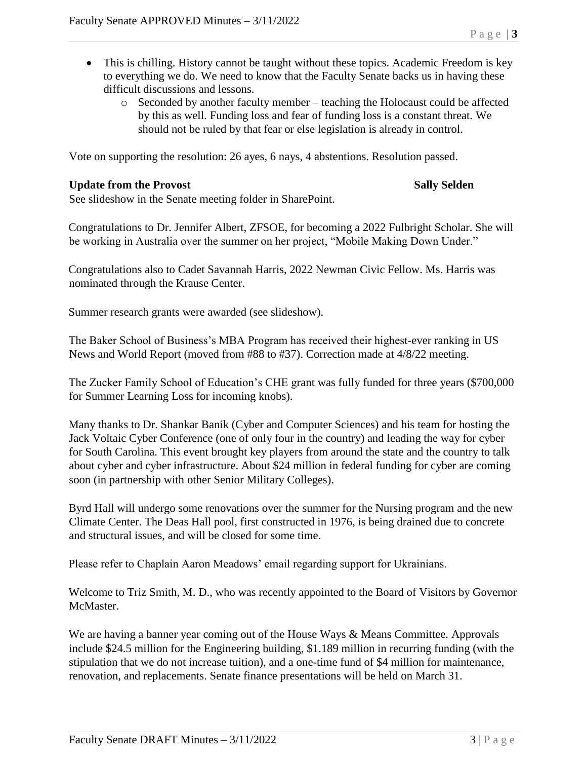- This is chilling. History cannot be taught without these topics. Academic Freedom is key to everything we do. We need to know that the Faculty Senate backs us in having these difficult discussions and lessons.
  - Seconded by another faculty member – teaching the Holocaust could be affected by this as well. Funding loss and fear of funding loss is a constant threat. We should not be ruled by that fear or else legislation is already in control.

Vote on supporting the resolution: 26 ayes, 6 nays, 4 abstentions. Resolution passed.

**Update from the Provost** **Sally Selden**

See slideshow in the Senate meeting folder in SharePoint.

Congratulations to Dr. Jennifer Albert, ZFSOE, for becoming a 2022 Fulbright Scholar. She will be working in Australia over the summer on her project, "Mobile Making Down Under."

Congratulations also to Cadet Savannah Harris, 2022 Newman Civic Fellow. Ms. Harris was nominated through the Krause Center.

Summer research grants were awarded (see slideshow).

The Baker School of Business's MBA Program has received their highest-ever ranking in US News and World Report (moved from #88 to #37). Correction made at 4/8/22 meeting.

The Zucker Family School of Education's CHE grant was fully funded for three years ($700,000 for Summer Learning Loss for incoming knobs).

Many thanks to Dr. Shankar Banik (Cyber and Computer Sciences) and his team for hosting the Jack Voltaic Cyber Conference (one of only four in the country) and leading the way for cyber for South Carolina. This event brought key players from around the state and the country to talk about cyber and cyber infrastructure. About $24 million in federal funding for cyber are coming soon (in partnership with other Senior Military Colleges).

Byrd Hall will undergo some renovations over the summer for the Nursing program and the new Climate Center. The Deas Hall pool, first constructed in 1976, is being drained due to concrete and structural issues, and will be closed for some time.

Please refer to Chaplain Aaron Meadows' email regarding support for Ukrainians.

Welcome to Triz Smith, M. D., who was recently appointed to the Board of Visitors by Governor McMaster.

We are having a banner year coming out of the House Ways & Means Committee. Approvals include $24.5 million for the Engineering building, $1.189 million in recurring funding (with the stipulation that we do not increase tuition), and a one-time fund of $4 million for maintenance, renovation, and replacements. Senate finance presentations will be held on March 31.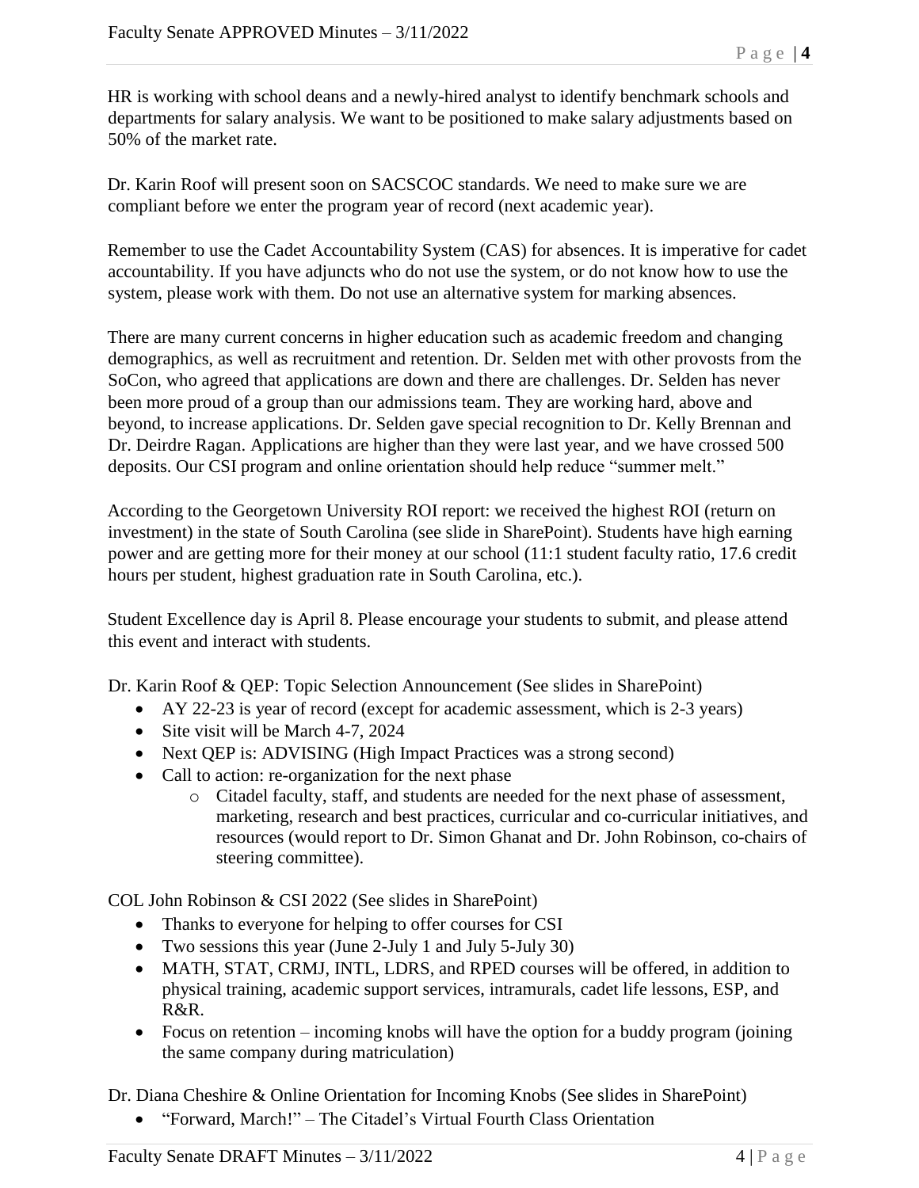HR is working with school deans and a newly-hired analyst to identify benchmark schools and departments for salary analysis. We want to be positioned to make salary adjustments based on 50% of the market rate.

Dr. Karin Roof will present soon on SACSCOC standards. We need to make sure we are compliant before we enter the program year of record (next academic year).

Remember to use the Cadet Accountability System (CAS) for absences. It is imperative for cadet accountability. If you have adjuncts who do not use the system, or do not know how to use the system, please work with them. Do not use an alternative system for marking absences.

There are many current concerns in higher education such as academic freedom and changing demographics, as well as recruitment and retention. Dr. Selden met with other provosts from the SoCon, who agreed that applications are down and there are challenges. Dr. Selden has never been more proud of a group than our admissions team. They are working hard, above and beyond, to increase applications. Dr. Selden gave special recognition to Dr. Kelly Brennan and Dr. Deirdre Ragan. Applications are higher than they were last year, and we have crossed 500 deposits. Our CSI program and online orientation should help reduce "summer melt."

According to the Georgetown University ROI report: we received the highest ROI (return on investment) in the state of South Carolina (see slide in SharePoint). Students have high earning power and are getting more for their money at our school (11:1 student faculty ratio, 17.6 credit hours per student, highest graduation rate in South Carolina, etc.).

Student Excellence day is April 8. Please encourage your students to submit, and please attend this event and interact with students.

Dr. Karin Roof & QEP: Topic Selection Announcement (See slides in SharePoint)

- AY 22-23 is year of record (except for academic assessment, which is 2-3 years)
- Site visit will be March 4-7, 2024
- Next QEP is: ADVISING (High Impact Practices was a strong second)
- Call to action: re-organization for the next phase
    - Citadel faculty, staff, and students are needed for the next phase of assessment, marketing, research and best practices, curricular and co-curricular initiatives, and resources (would report to Dr. Simon Ghanat and Dr. John Robinson, co-chairs of steering committee).

COL John Robinson & CSI 2022 (See slides in SharePoint)

- Thanks to everyone for helping to offer courses for CSI
- Two sessions this year (June 2-July 1 and July 5-July 30)
- MATH, STAT, CRMJ, INTL, LDRS, and RPED courses will be offered, in addition to physical training, academic support services, intramurals, cadet life lessons, ESP, and R&R.
- Focus on retention – incoming knobs will have the option for a buddy program (joining the same company during matriculation)

Dr. Diana Cheshire & Online Orientation for Incoming Knobs (See slides in SharePoint)

- "Forward, March!" – The Citadel's Virtual Fourth Class Orientation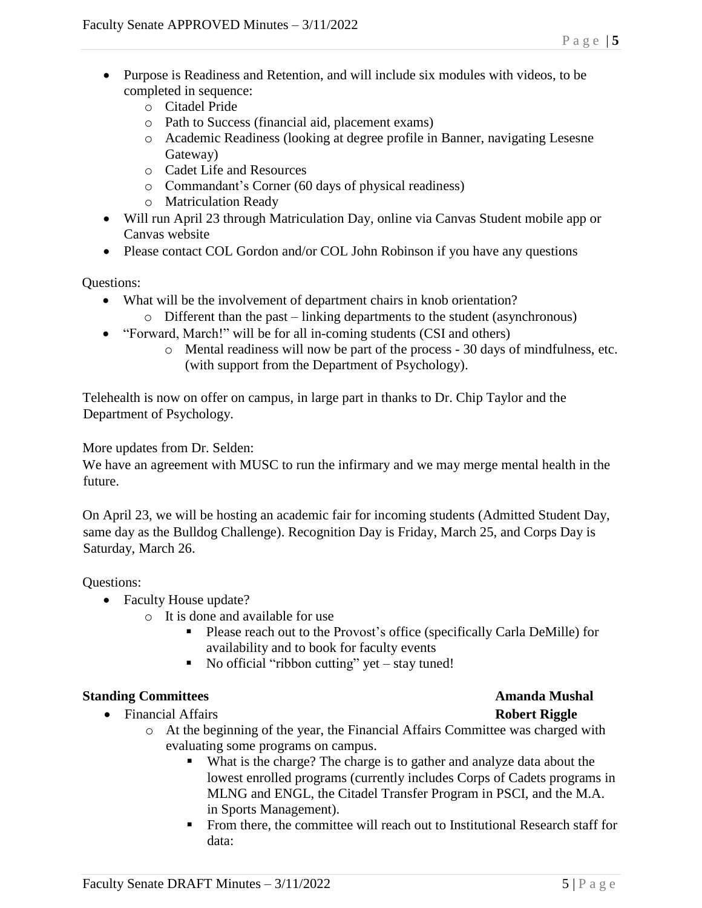- Purpose is Readiness and Retention, and will include six modules with videos, to be completed in sequence:
    - Citadel Pride
    - Path to Success (financial aid, placement exams)
    - Academic Readiness (looking at degree profile in Banner, navigating Lesesne Gateway)
    - Cadet Life and Resources
    - Commandant's Corner (60 days of physical readiness)
    - Matriculation Ready
- Will run April 23 through Matriculation Day, online via Canvas Student mobile app or Canvas website
- Please contact COL Gordon and/or COL John Robinson if you have any questions

Questions:

- What will be the involvement of department chairs in knob orientation?
    - Different than the past – linking departments to the student (asynchronous)
- "Forward, March!" will be for all in-coming students (CSI and others)
    - Mental readiness will now be part of the process - 30 days of mindfulness, etc. (with support from the Department of Psychology).

Telehealth is now on offer on campus, in large part in thanks to Dr. Chip Taylor and the Department of Psychology.

More updates from Dr. Selden:
We have an agreement with MUSC to run the infirmary and we may merge mental health in the future.

On April 23, we will be hosting an academic fair for incoming students (Admitted Student Day, same day as the Bulldog Challenge). Recognition Day is Friday, March 25, and Corps Day is Saturday, March 26.

Questions:

- Faculty House update?
    - It is done and available for use
        - Please reach out to the Provost's office (specifically Carla DeMille) for availability and to book for faculty events
        - No official "ribbon cutting" yet – stay tuned!

**Standing Committees** **Amanda Mushal**

- Financial Affairs **Robert Riggle**
    - At the beginning of the year, the Financial Affairs Committee was charged with evaluating some programs on campus.
        - What is the charge? The charge is to gather and analyze data about the lowest enrolled programs (currently includes Corps of Cadets programs in MLNG and ENGL, the Citadel Transfer Program in PSCI, and the M.A. in Sports Management).
        - From there, the committee will reach out to Institutional Research staff for data: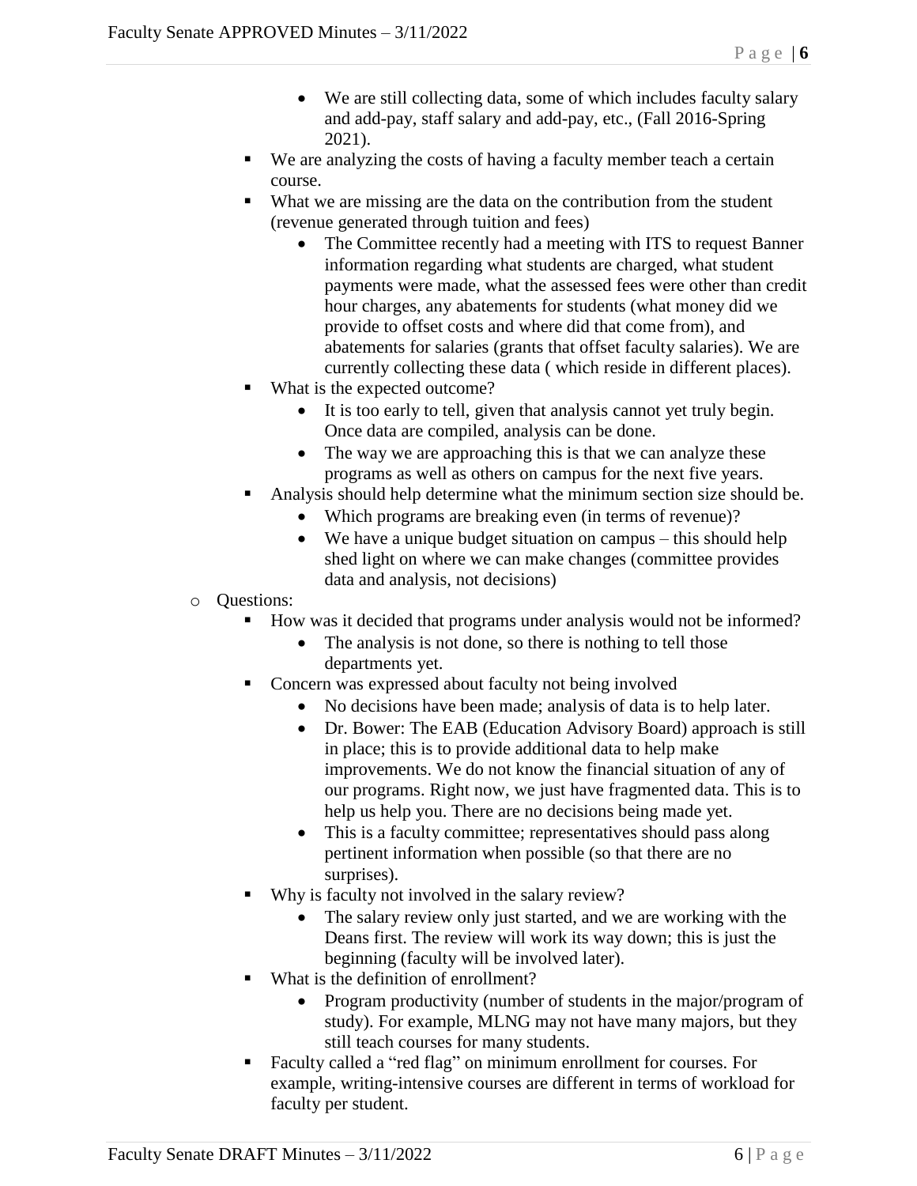- We are still collecting data, some of which includes faculty salary and add-pay, staff salary and add-pay, etc., (Fall 2016-Spring 2021).
- We are analyzing the costs of having a faculty member teach a certain course.
- What we are missing are the data on the contribution from the student (revenue generated through tuition and fees)
  - The Committee recently had a meeting with ITS to request Banner information regarding what students are charged, what student payments were made, what the assessed fees were other than credit hour charges, any abatements for students (what money did we provide to offset costs and where did that come from), and abatements for salaries (grants that offset faculty salaries). We are currently collecting these data ( which reside in different places).
- What is the expected outcome?
  - It is too early to tell, given that analysis cannot yet truly begin. Once data are compiled, analysis can be done.
  - The way we are approaching this is that we can analyze these programs as well as others on campus for the next five years.
- Analysis should help determine what the minimum section size should be.
  - Which programs are breaking even (in terms of revenue)?
  - We have a unique budget situation on campus – this should help shed light on where we can make changes (committee provides data and analysis, not decisions)

- Questions:
  - How was it decided that programs under analysis would not be informed?
    - The analysis is not done, so there is nothing to tell those departments yet.
  - Concern was expressed about faculty not being involved
    - No decisions have been made; analysis of data is to help later.
    - Dr. Bower: The EAB (Education Advisory Board) approach is still in place; this is to provide additional data to help make improvements. We do not know the financial situation of any of our programs. Right now, we just have fragmented data. This is to help us help you. There are no decisions being made yet.
    - This is a faculty committee; representatives should pass along pertinent information when possible (so that there are no surprises).
  - Why is faculty not involved in the salary review?
    - The salary review only just started, and we are working with the Deans first. The review will work its way down; this is just the beginning (faculty will be involved later).
  - What is the definition of enrollment?
    - Program productivity (number of students in the major/program of study). For example, MLNG may not have many majors, but they still teach courses for many students.
  - Faculty called a "red flag" on minimum enrollment for courses. For example, writing-intensive courses are different in terms of workload for faculty per student.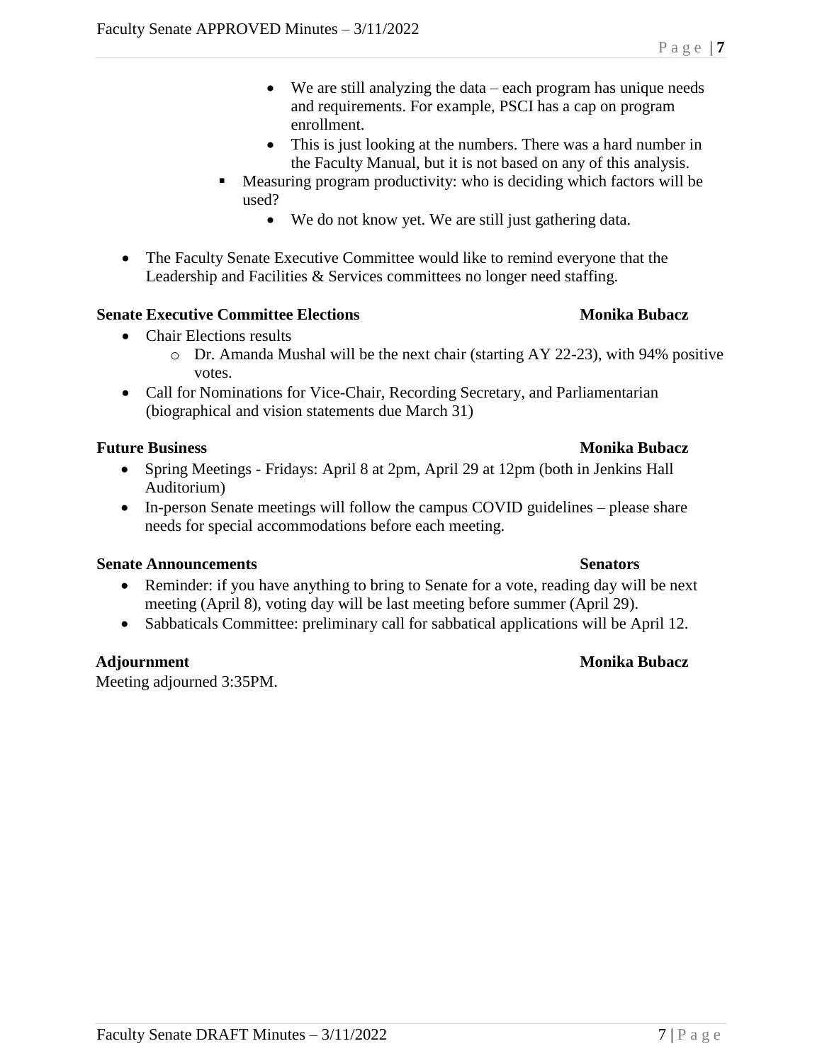- We are still analyzing the data – each program has unique needs and requirements. For example, PSCI has a cap on program enrollment.
   - This is just looking at the numbers. There was a hard number in the Faculty Manual, but it is not based on any of this analysis.
  - Measuring program productivity: who is deciding which factors will be used?
    - We do not know yet. We are still just gathering data.

- The Faculty Senate Executive Committee would like to remind everyone that the Leadership and Facilities & Services committees no longer need staffing.

**Senate Executive Committee Elections** **Monika Bubacz**

- Chair Elections results
  - Dr. Amanda Mushal will be the next chair (starting AY 22-23), with 94% positive votes.
- Call for Nominations for Vice-Chair, Recording Secretary, and Parliamentarian (biographical and vision statements due March 31)

**Future Business** **Monika Bubacz**

- Spring Meetings - Fridays: April 8 at 2pm, April 29 at 12pm (both in Jenkins Hall Auditorium)
- In-person Senate meetings will follow the campus COVID guidelines – please share needs for special accommodations before each meeting.

**Senate Announcements** **Senators**

- Reminder: if you have anything to bring to Senate for a vote, reading day will be next meeting (April 8), voting day will be last meeting before summer (April 29).
- Sabbaticals Committee: preliminary call for sabbatical applications will be April 12.

**Adjournment** **Monika Bubacz**

Meeting adjourned 3:35PM.